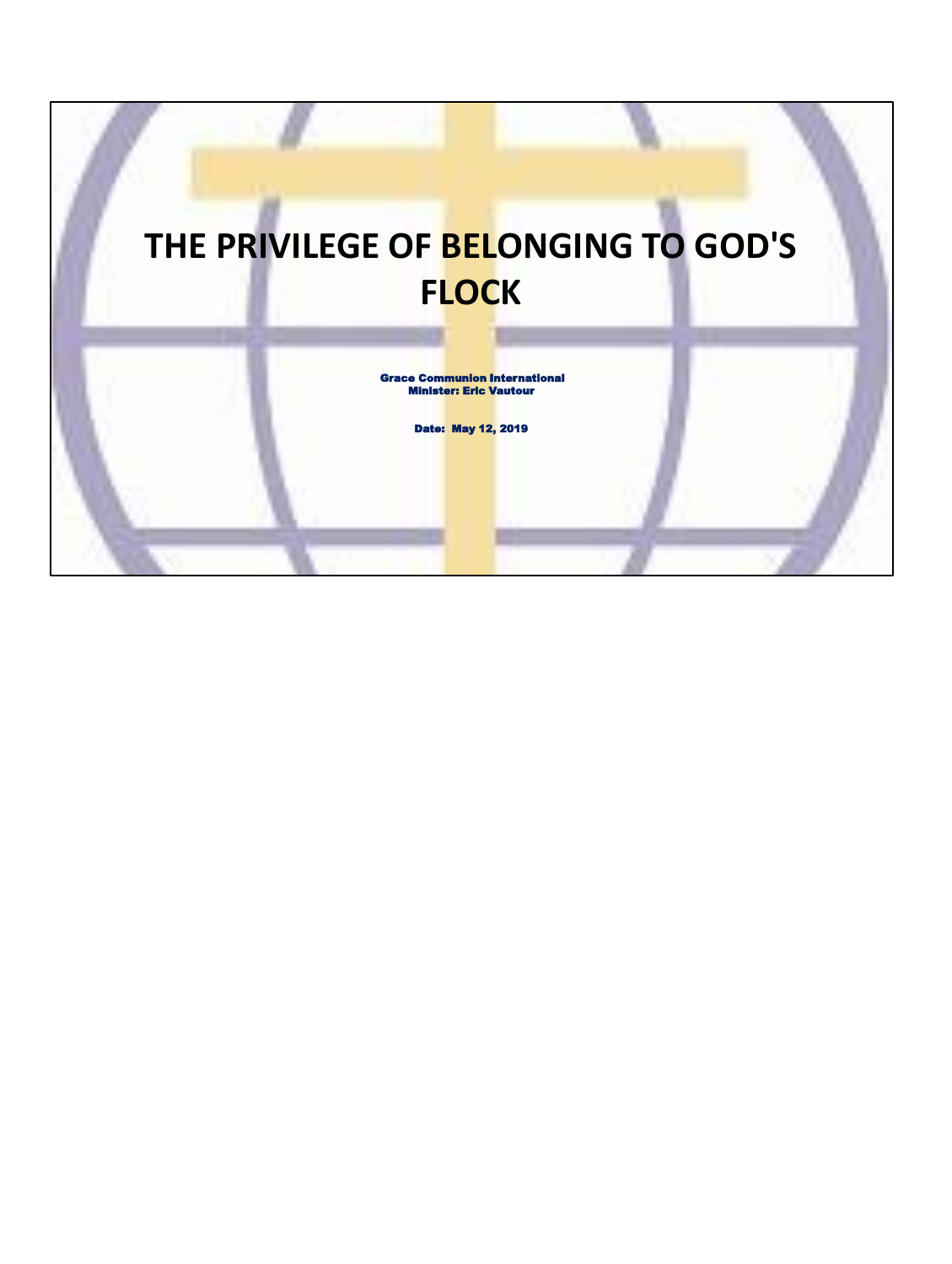# THE PRIVILEGE OF BELONGING TO GOD'S FLOCK

**Grace Communion International**
**Minister: Eric Vautour**

**Date: May 12, 2019**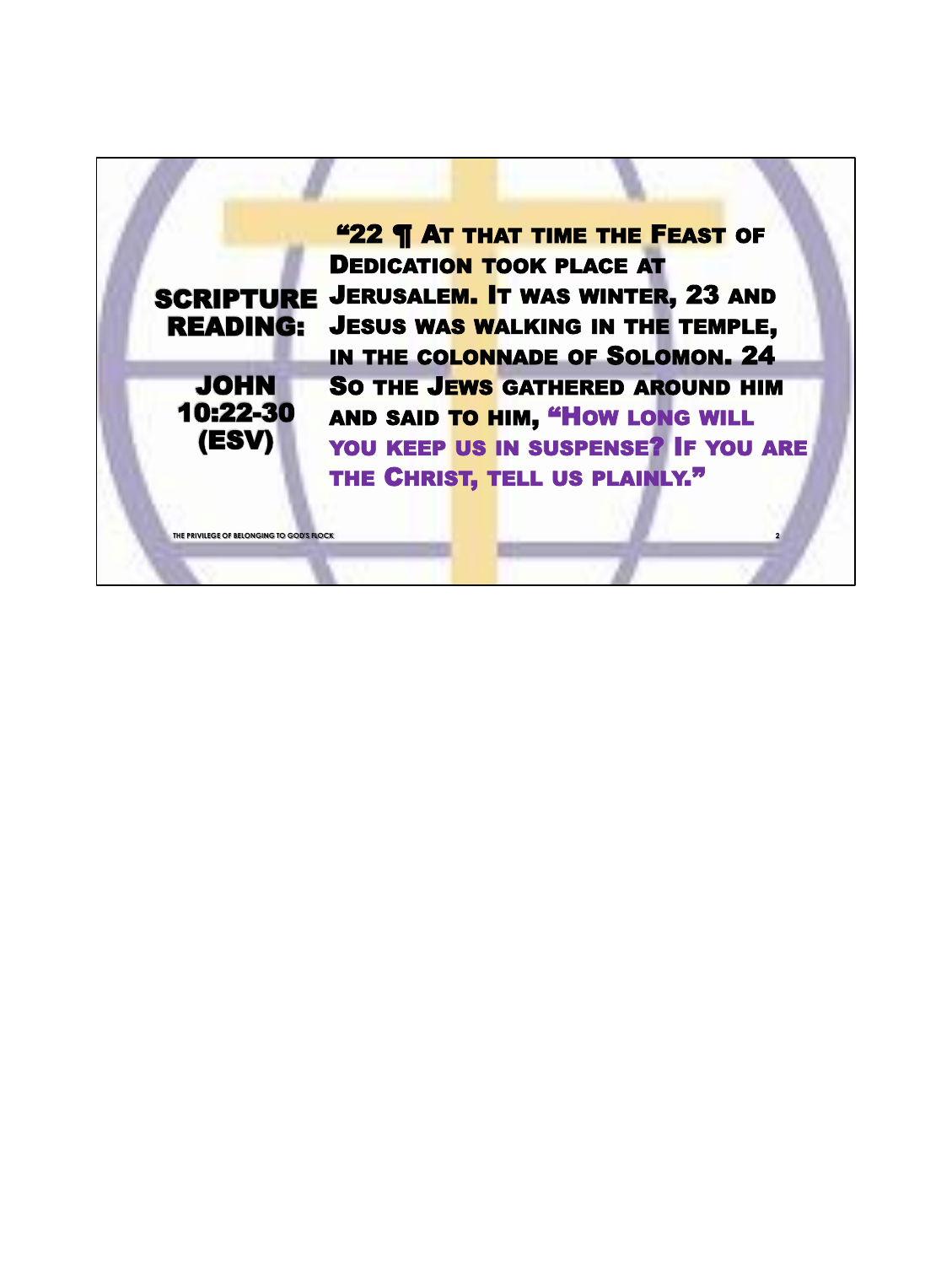## SCRIPTURE READING:

### JOHN 10:22-30 (ESV)

"22 ¶ At that time the Feast of Dedication took place at Jerusalem. It was winter, 23 and Jesus was walking in the temple, in the colonnade of Solomon. 24 So the Jews gathered around him and said to him, "How long will you keep us in suspense? If you are the Christ, tell us plainly."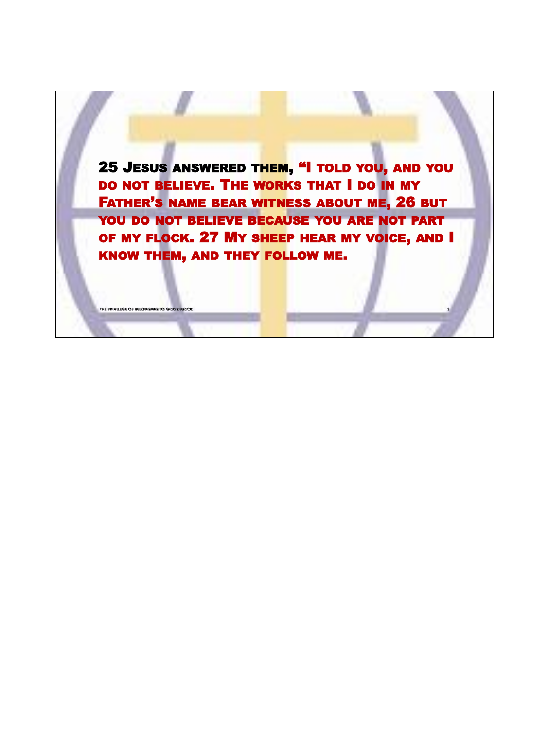25 Jesus answered them, "I told you, and you do not believe. The works that I do in my Father's name bear witness about me, 26 but you do not believe because you are not part of my flock. 27 My sheep hear my voice, and I know them, and they follow me.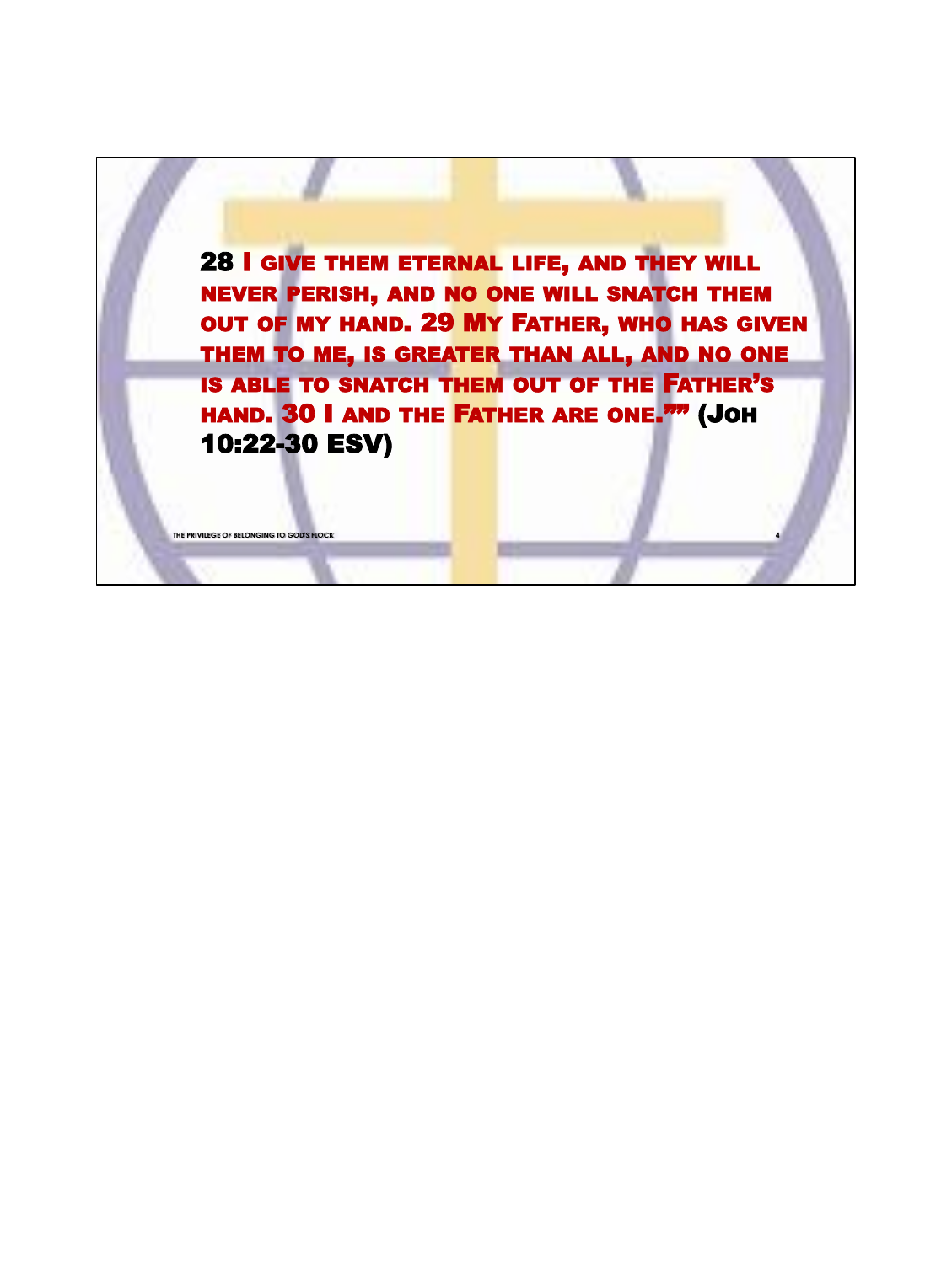28 I give them eternal life, and they will never perish, and no one will snatch them out of my hand. 29 My Father, who has given them to me, is greater than all, and no one is able to snatch them out of the Father's hand. 30 I and the Father are one."" (Joh 10:22-30 ESV)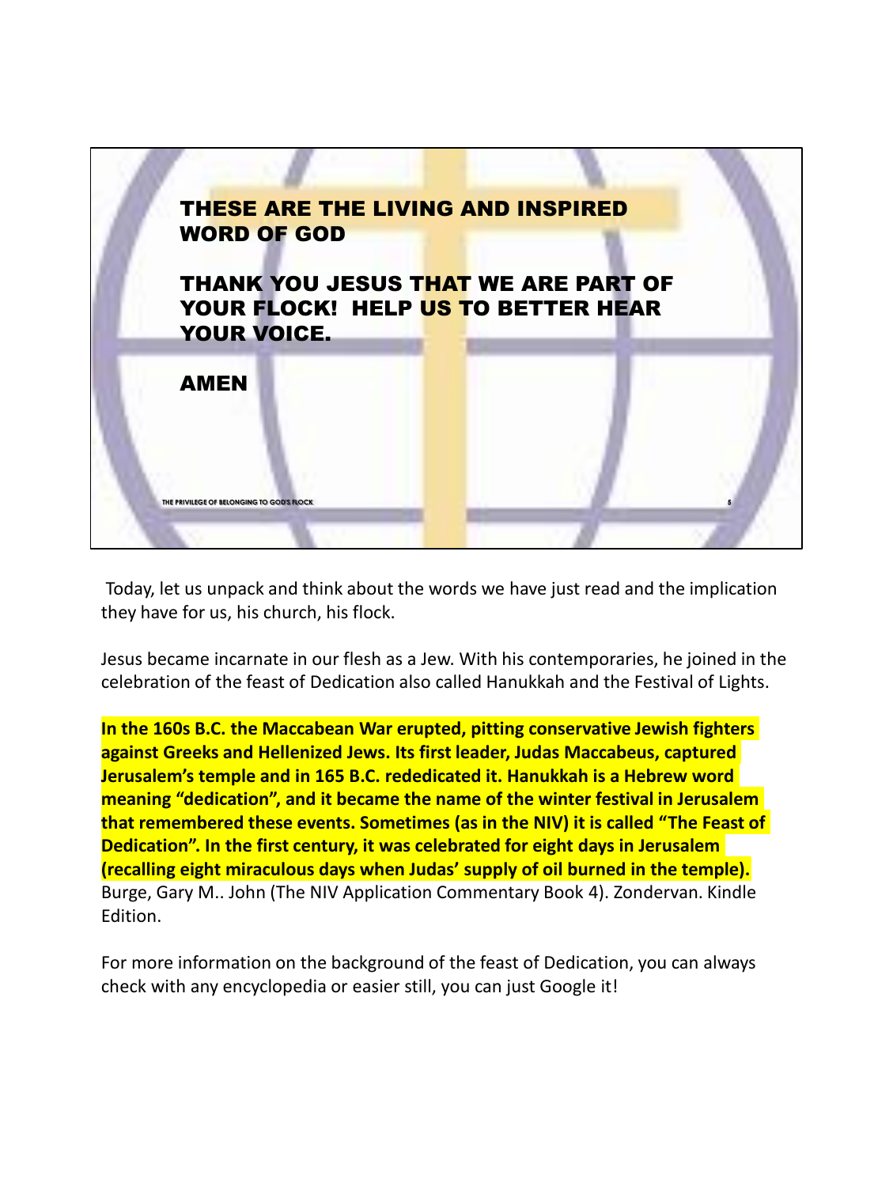THESE ARE THE LIVING AND INSPIRED WORD OF GOD

THANK YOU JESUS THAT WE ARE PART OF YOUR FLOCK! HELP US TO BETTER HEAR YOUR VOICE.

AMEN

Today, let us unpack and think about the words we have just read and the implication they have for us, his church, his flock.

Jesus became incarnate in our flesh as a Jew. With his contemporaries, he joined in the celebration of the feast of Dedication also called Hanukkah and the Festival of Lights.

**In the 160s B.C. the Maccabean War erupted, pitting conservative Jewish fighters against Greeks and Hellenized Jews. Its first leader, Judas Maccabeus, captured Jerusalem's temple and in 165 B.C. rededicated it. Hanukkah is a Hebrew word meaning "dedication", and it became the name of the winter festival in Jerusalem that remembered these events. Sometimes (as in the NIV) it is called "The Feast of Dedication". In the first century, it was celebrated for eight days in Jerusalem (recalling eight miraculous days when Judas' supply of oil burned in the temple).** Burge, Gary M.. John (The NIV Application Commentary Book 4). Zondervan. Kindle Edition.

For more information on the background of the feast of Dedication, you can always check with any encyclopedia or easier still, you can just Google it!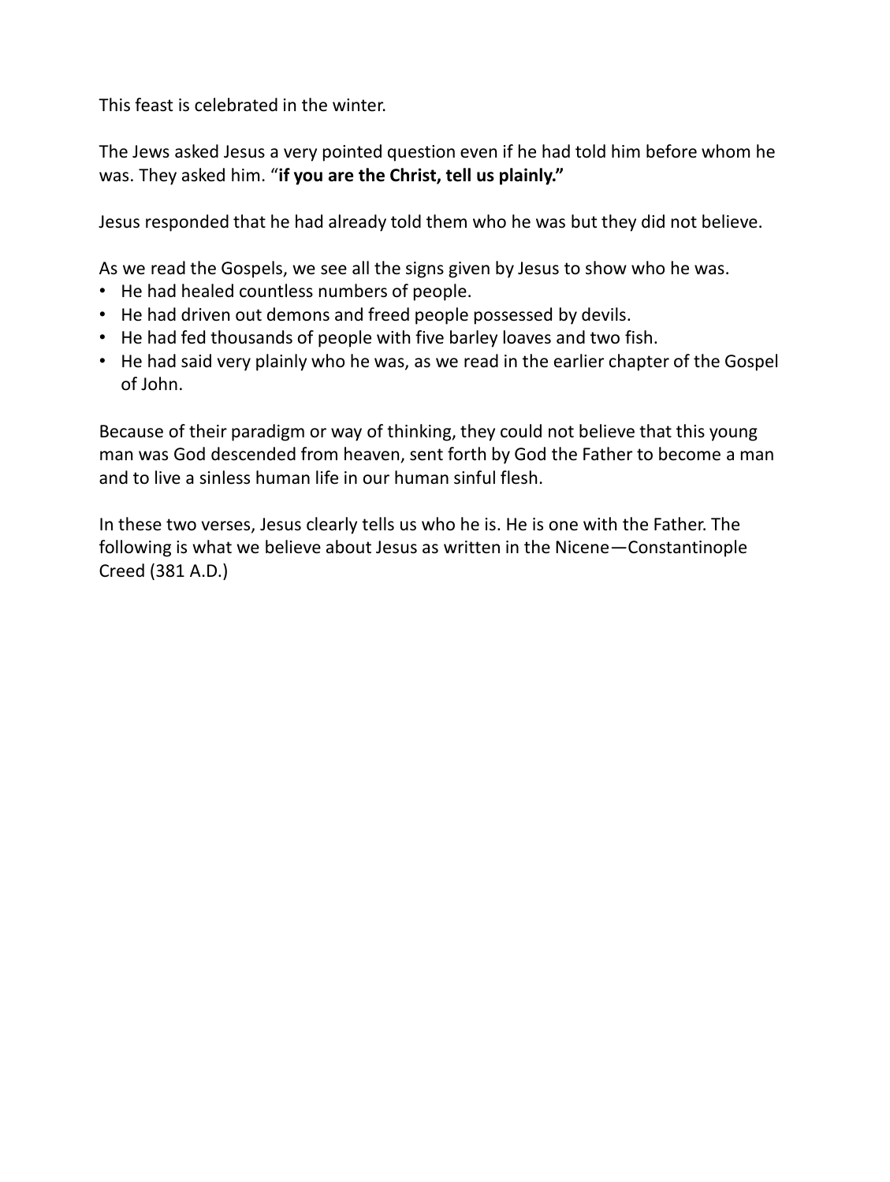This feast is celebrated in the winter.

The Jews asked Jesus a very pointed question even if he had told him before whom he was. They asked him. "**if you are the Christ, tell us plainly."**

Jesus responded that he had already told them who he was but they did not believe.

As we read the Gospels, we see all the signs given by Jesus to show who he was.

- He had healed countless numbers of people.
- He had driven out demons and freed people possessed by devils.
- He had fed thousands of people with five barley loaves and two fish.
- He had said very plainly who he was, as we read in the earlier chapter of the Gospel of John.

Because of their paradigm or way of thinking, they could not believe that this young man was God descended from heaven, sent forth by God the Father to become a man and to live a sinless human life in our human sinful flesh.

In these two verses, Jesus clearly tells us who he is. He is one with the Father. The following is what we believe about Jesus as written in the Nicene—Constantinople Creed (381 A.D.)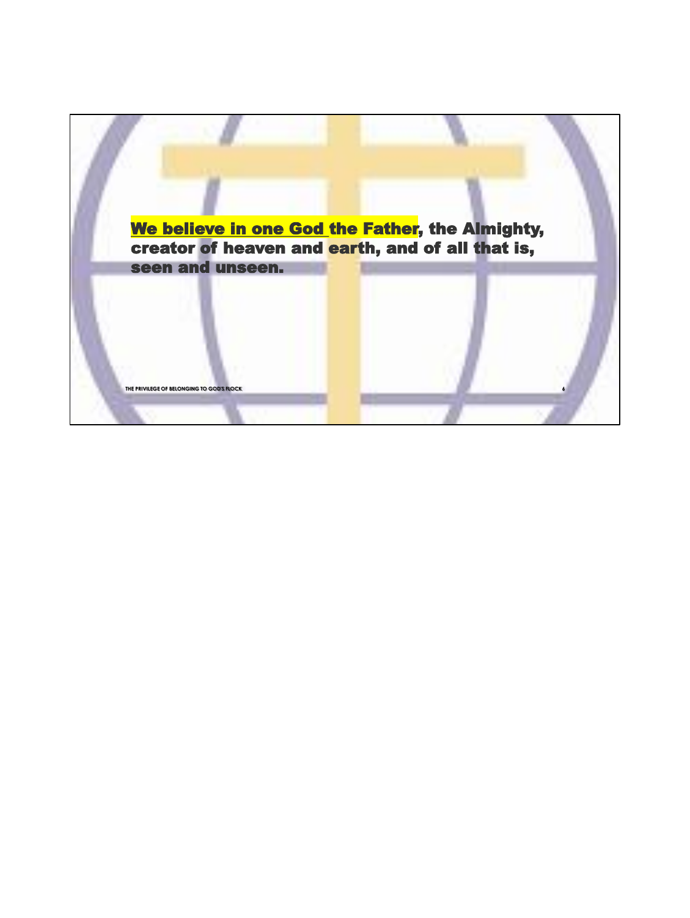**We believe in one God the Father, the Almighty, creator of heaven and earth, and of all that is, seen and unseen.**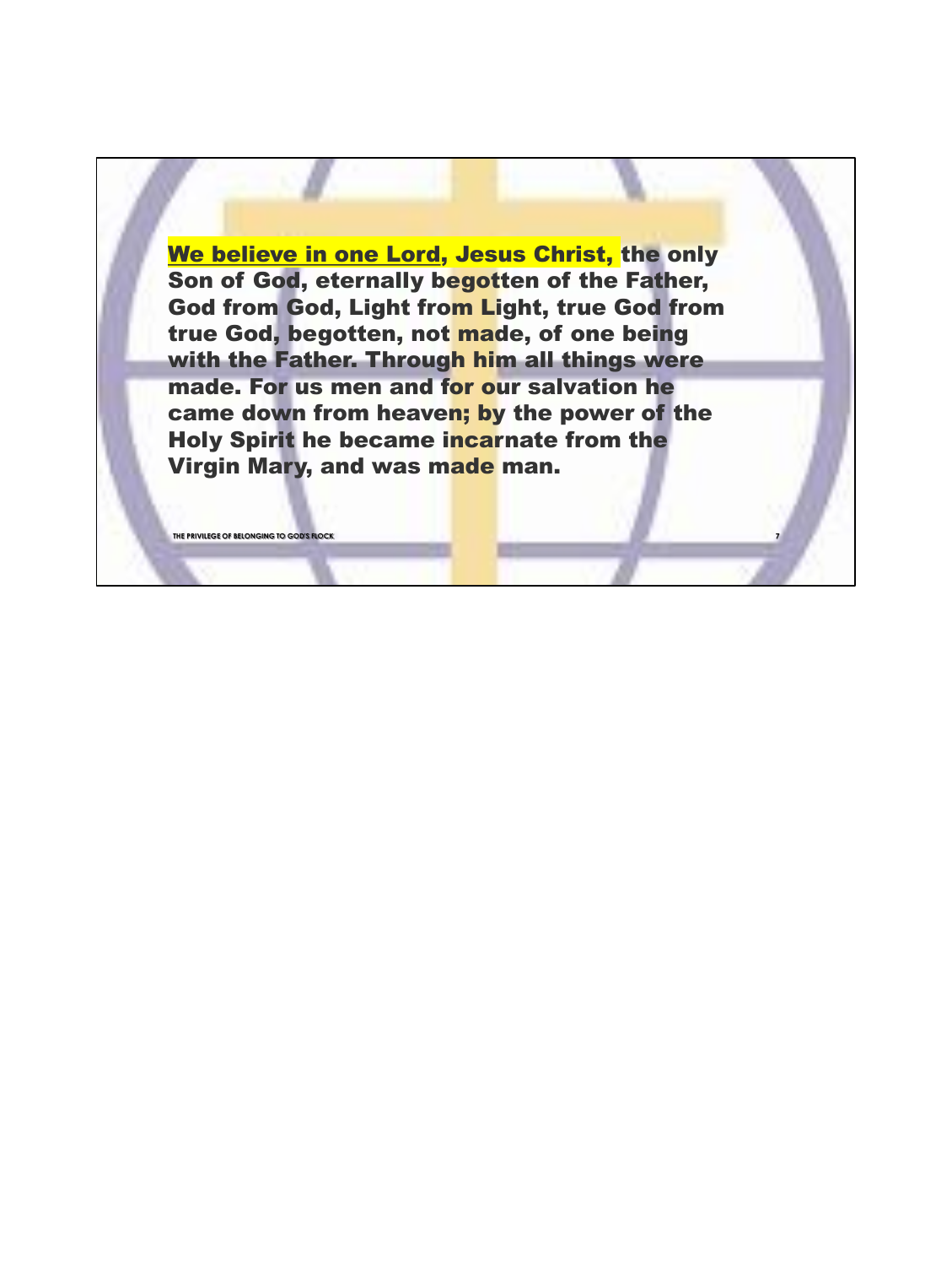**We believe in one Lord, Jesus Christ, the only Son of God, eternally begotten of the Father, God from God, Light from Light, true God from true God, begotten, not made, of one being with the Father. Through him all things were made. For us men and for our salvation he came down from heaven; by the power of the Holy Spirit he became incarnate from the Virgin Mary, and was made man.**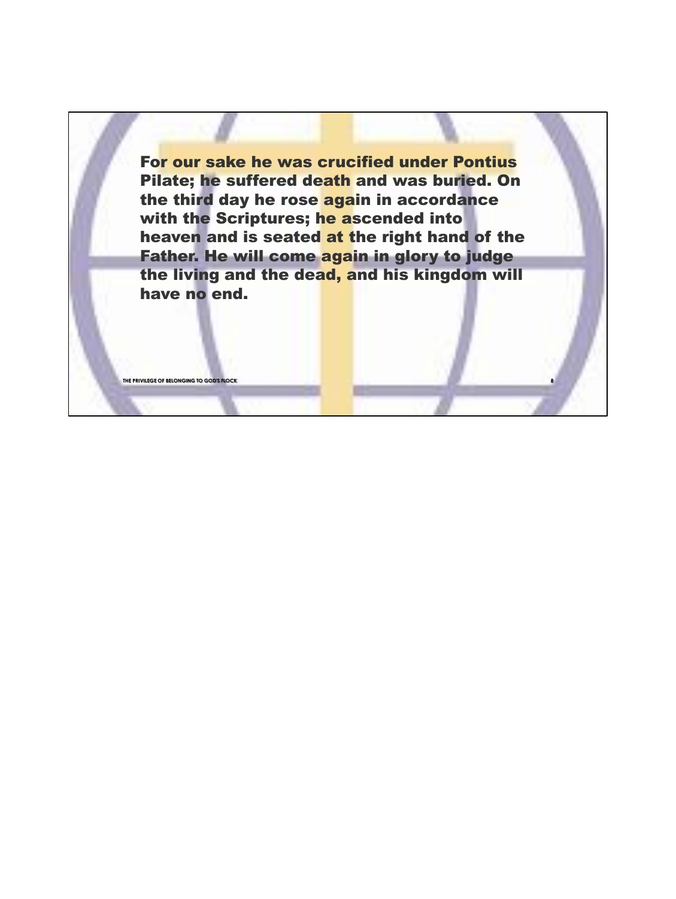**For our sake he was crucified under Pontius Pilate; he suffered death and was buried. On the third day he rose again in accordance with the Scriptures; he ascended into heaven and is seated at the right hand of the Father. He will come again in glory to judge the living and the dead, and his kingdom will have no end.**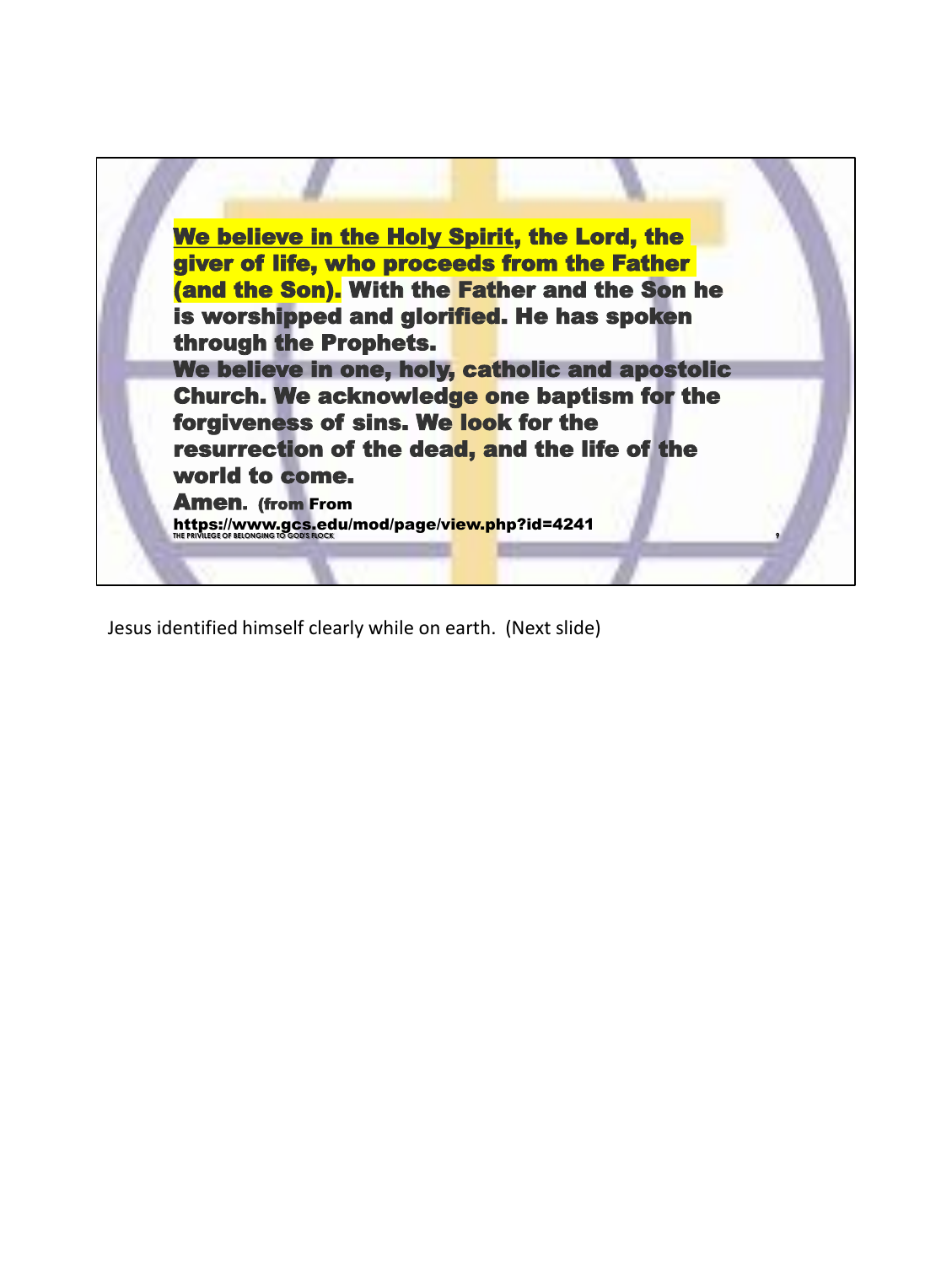**We believe in the Holy Spirit, the Lord, the giver of life, who proceeds from the Father (and the Son).** With the Father and the Son he is worshipped and glorified. He has spoken through the Prophets.

We believe in one, holy, catholic and apostolic Church. We acknowledge one baptism for the forgiveness of sins. We look for the resurrection of the dead, and the life of the world to come.

**Amen.** (from From https://www.gcs.edu/mod/page/view.php?id=4241

Jesus identified himself clearly while on earth. (Next slide)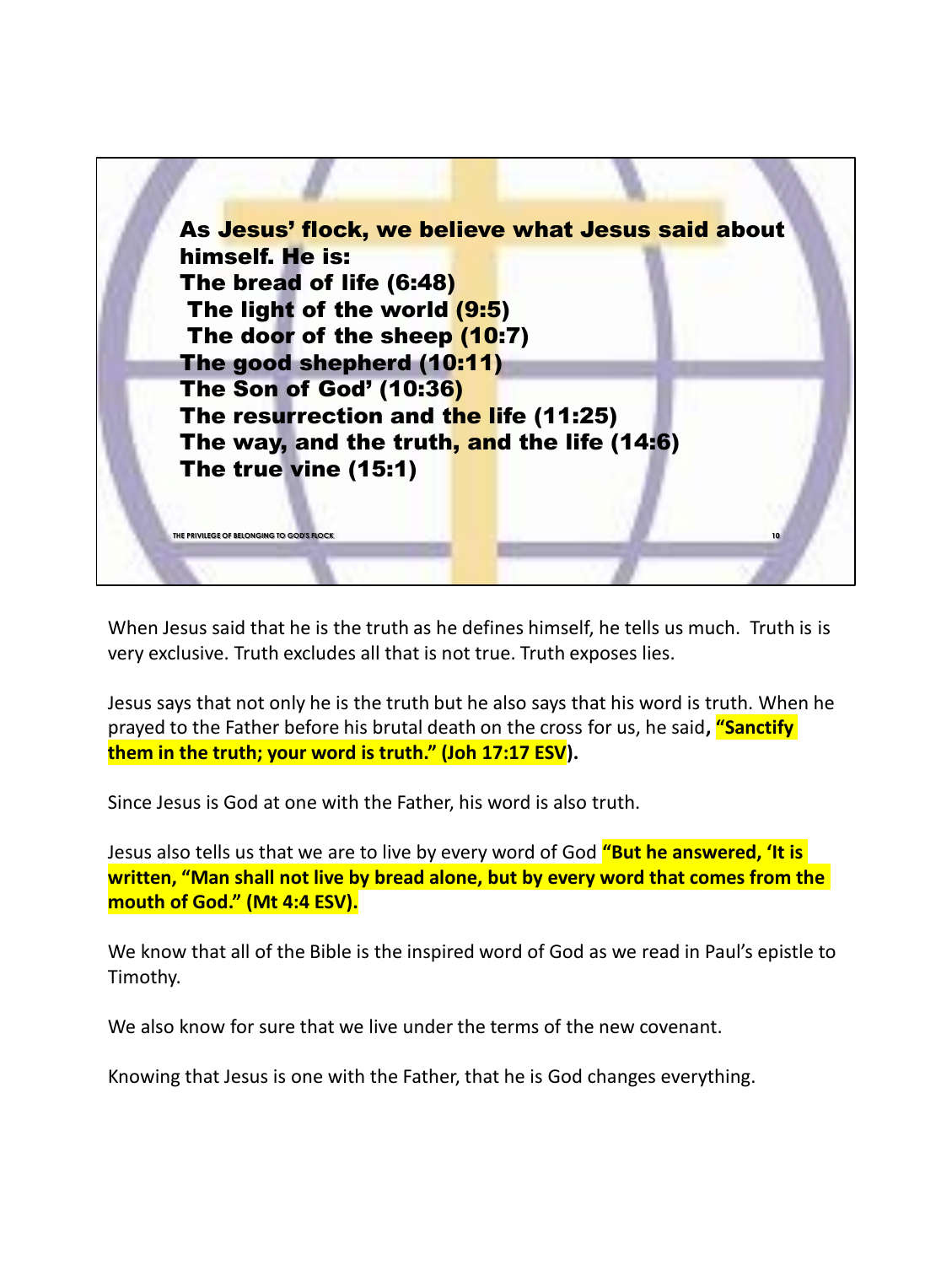**As Jesus' flock, we believe what Jesus said about himself. He is:**
**The bread of life (6:48)**
**The light of the world (9:5)**
**The door of the sheep (10:7)**
**The good shepherd (10:11)**
**The Son of God' (10:36)**
**The resurrection and the life (11:25)**
**The way, and the truth, and the life (14:6)**
**The true vine (15:1)**

THE PRIVILEGE OF BELONGING TO GOD'S FLOCK

When Jesus said that he is the truth as he defines himself, he tells us much. Truth is is very exclusive. Truth excludes all that is not true. Truth exposes lies.

Jesus says that not only he is the truth but he also says that his word is truth. When he prayed to the Father before his brutal death on the cross for us, he said**, "Sanctify them in the truth; your word is truth." (Joh 17:17 ESV).**

Since Jesus is God at one with the Father, his word is also truth.

Jesus also tells us that we are to live by every word of God **"But he answered, 'It is written, "Man shall not live by bread alone, but by every word that comes from the mouth of God." (Mt 4:4 ESV).**

We know that all of the Bible is the inspired word of God as we read in Paul's epistle to Timothy.

We also know for sure that we live under the terms of the new covenant.

Knowing that Jesus is one with the Father, that he is God changes everything.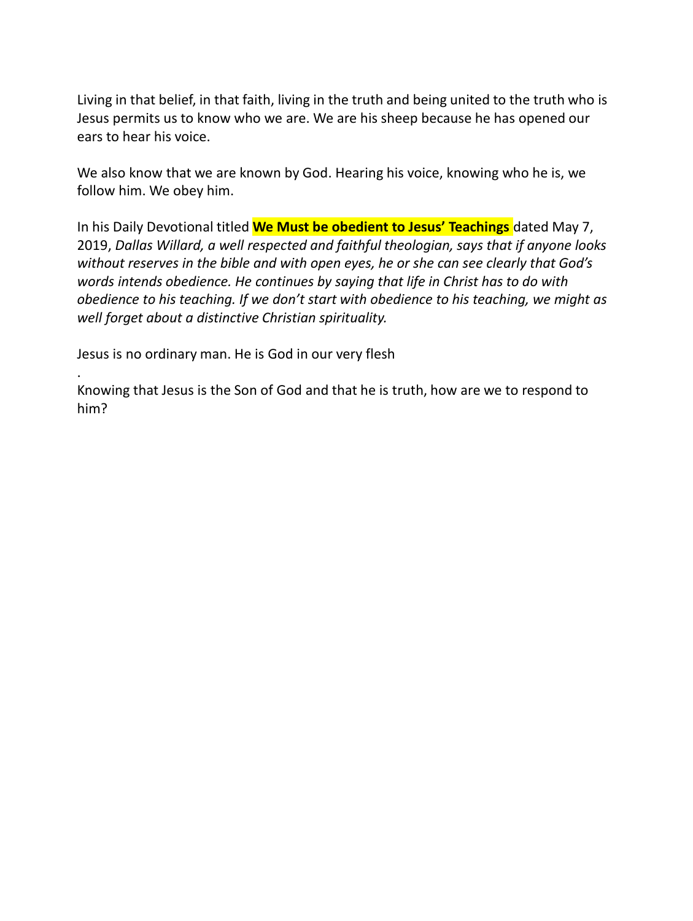Living in that belief, in that faith, living in the truth and being united to the truth who is Jesus permits us to know who we are. We are his sheep because he has opened our ears to hear his voice.

We also know that we are known by God. Hearing his voice, knowing who he is, we follow him. We obey him.

In his Daily Devotional titled **We Must be obedient to Jesus' Teachings** dated May 7, 2019, *Dallas Willard, a well respected and faithful theologian, says that if anyone looks without reserves in the bible and with open eyes, he or she can see clearly that God's words intends obedience. He continues by saying that life in Christ has to do with obedience to his teaching. If we don't start with obedience to his teaching, we might as well forget about a distinctive Christian spirituality.*

Jesus is no ordinary man. He is God in our very flesh

.

Knowing that Jesus is the Son of God and that he is truth, how are we to respond to him?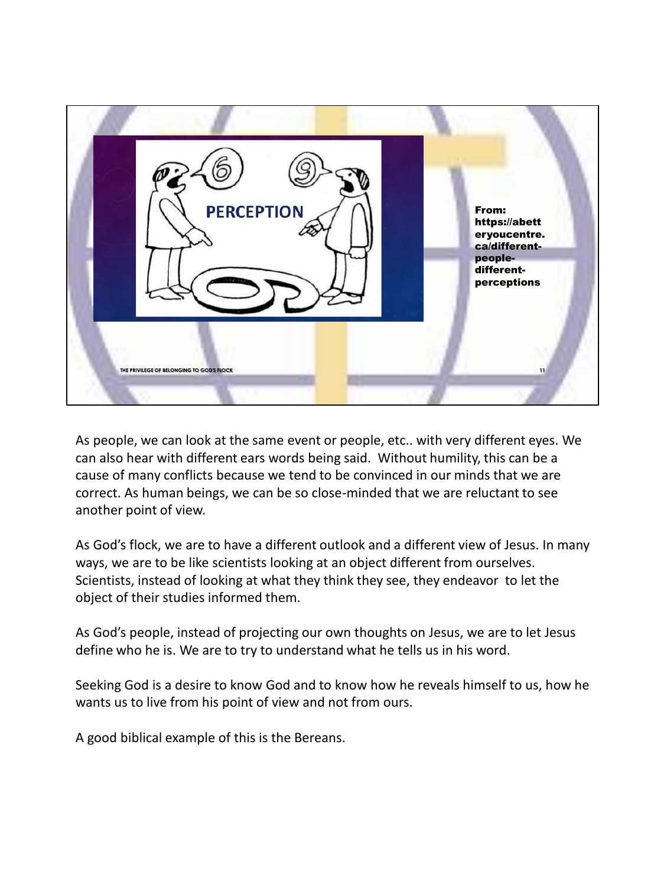PERCEPTION

From: https://abetteryoucentre.ca/different-people-different-perceptions

As people, we can look at the same event or people, etc.. with very different eyes. We can also hear with different ears words being said. Without humility, this can be a cause of many conflicts because we tend to be convinced in our minds that we are correct. As human beings, we can be so close-minded that we are reluctant to see another point of view.

As God's flock, we are to have a different outlook and a different view of Jesus. In many ways, we are to be like scientists looking at an object different from ourselves. Scientists, instead of looking at what they think they see, they endeavor to let the object of their studies informed them.

As God's people, instead of projecting our own thoughts on Jesus, we are to let Jesus define who he is. We are to try to understand what he tells us in his word.

Seeking God is a desire to know God and to know how he reveals himself to us, how he wants us to live from his point of view and not from ours.

A good biblical example of this is the Bereans.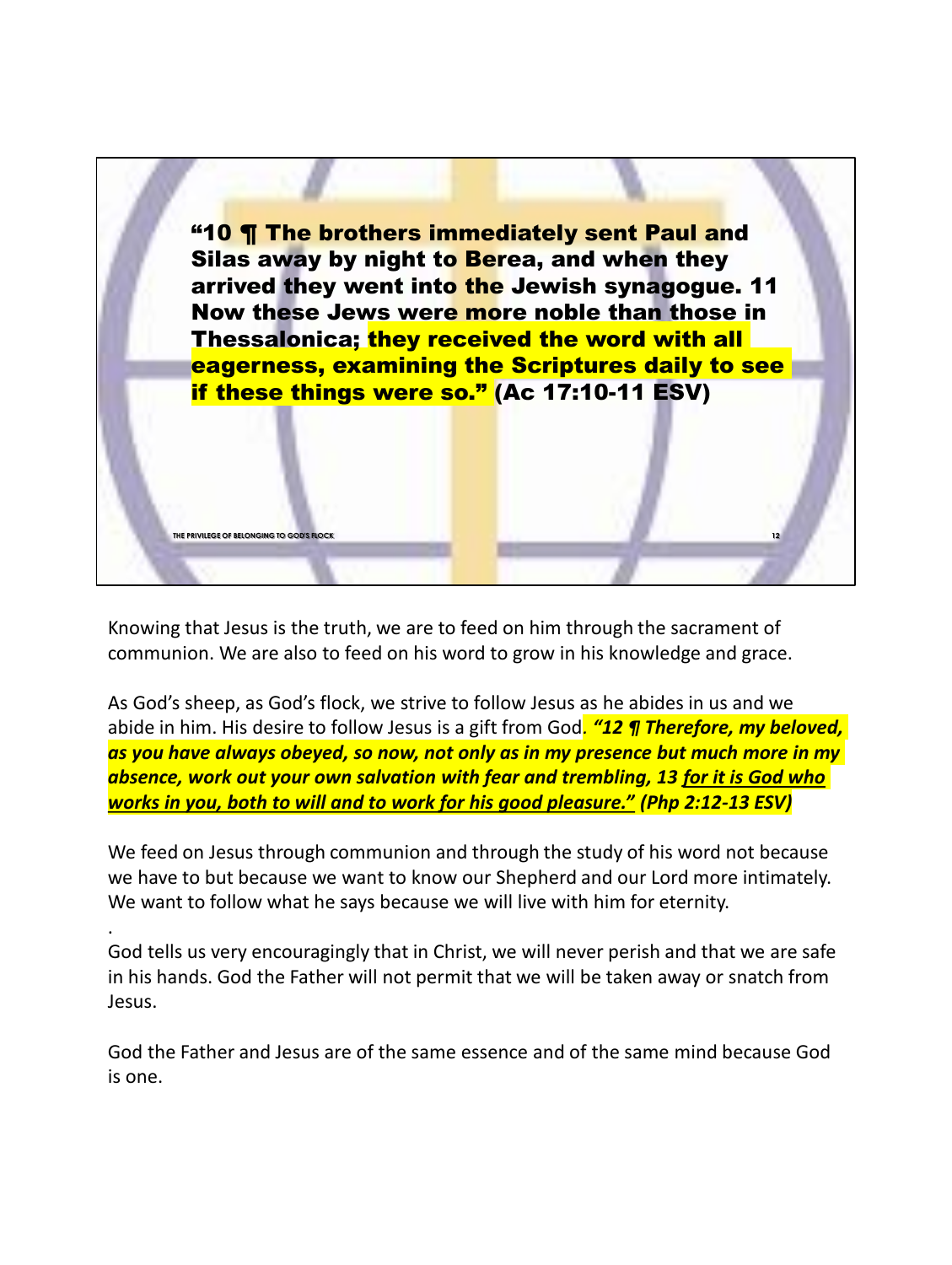**"10 ¶ The brothers immediately sent Paul and Silas away by night to Berea, and when they arrived they went into the Jewish synagogue. 11 Now these Jews were more noble than those in Thessalonica; they received the word with all eagerness, examining the Scriptures daily to see if these things were so." (Ac 17:10-11 ESV)**

Knowing that Jesus is the truth, we are to feed on him through the sacrament of communion. We are also to feed on his word to grow in his knowledge and grace.

As God's sheep, as God's flock, we strive to follow Jesus as he abides in us and we abide in him. His desire to follow Jesus is a gift from God. ***"12 ¶ Therefore, my beloved, as you have always obeyed, so now, not only as in my presence but much more in my absence, work out your own salvation with fear and trembling, 13 <u>for it is God who works in you, both to will and to work for his good pleasure."</u> (Php 2:12-13 ESV)***

We feed on Jesus through communion and through the study of his word not because we have to but because we want to know our Shepherd and our Lord more intimately. We want to follow what he says because we will live with him for eternity.

.

God tells us very encouragingly that in Christ, we will never perish and that we are safe in his hands. God the Father will not permit that we will be taken away or snatch from Jesus.

God the Father and Jesus are of the same essence and of the same mind because God is one.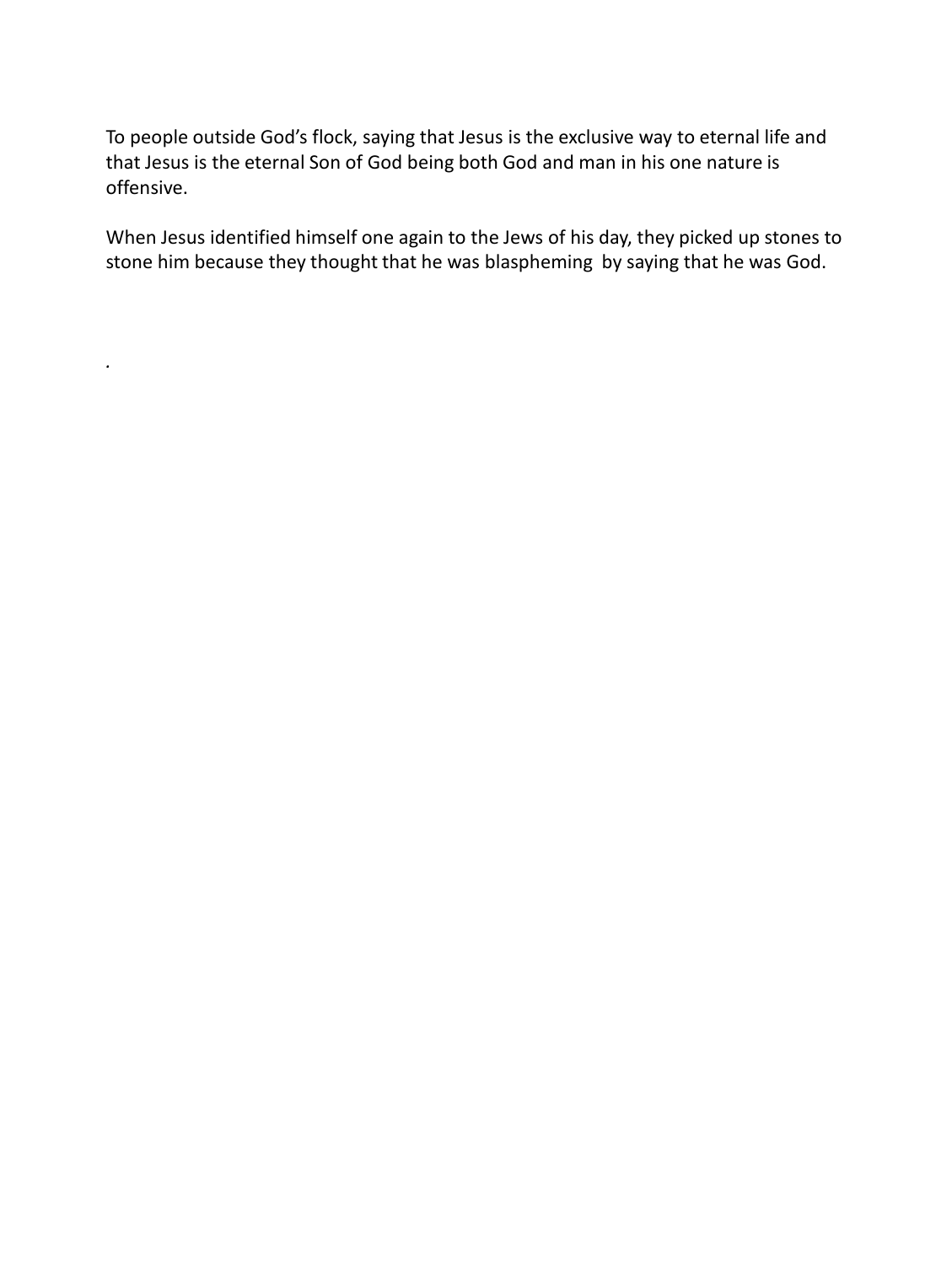To people outside God's flock, saying that Jesus is the exclusive way to eternal life and that Jesus is the eternal Son of God being both God and man in his one nature is offensive.

When Jesus identified himself one again to the Jews of his day, they picked up stones to stone him because they thought that he was blaspheming  by saying that he was God.

.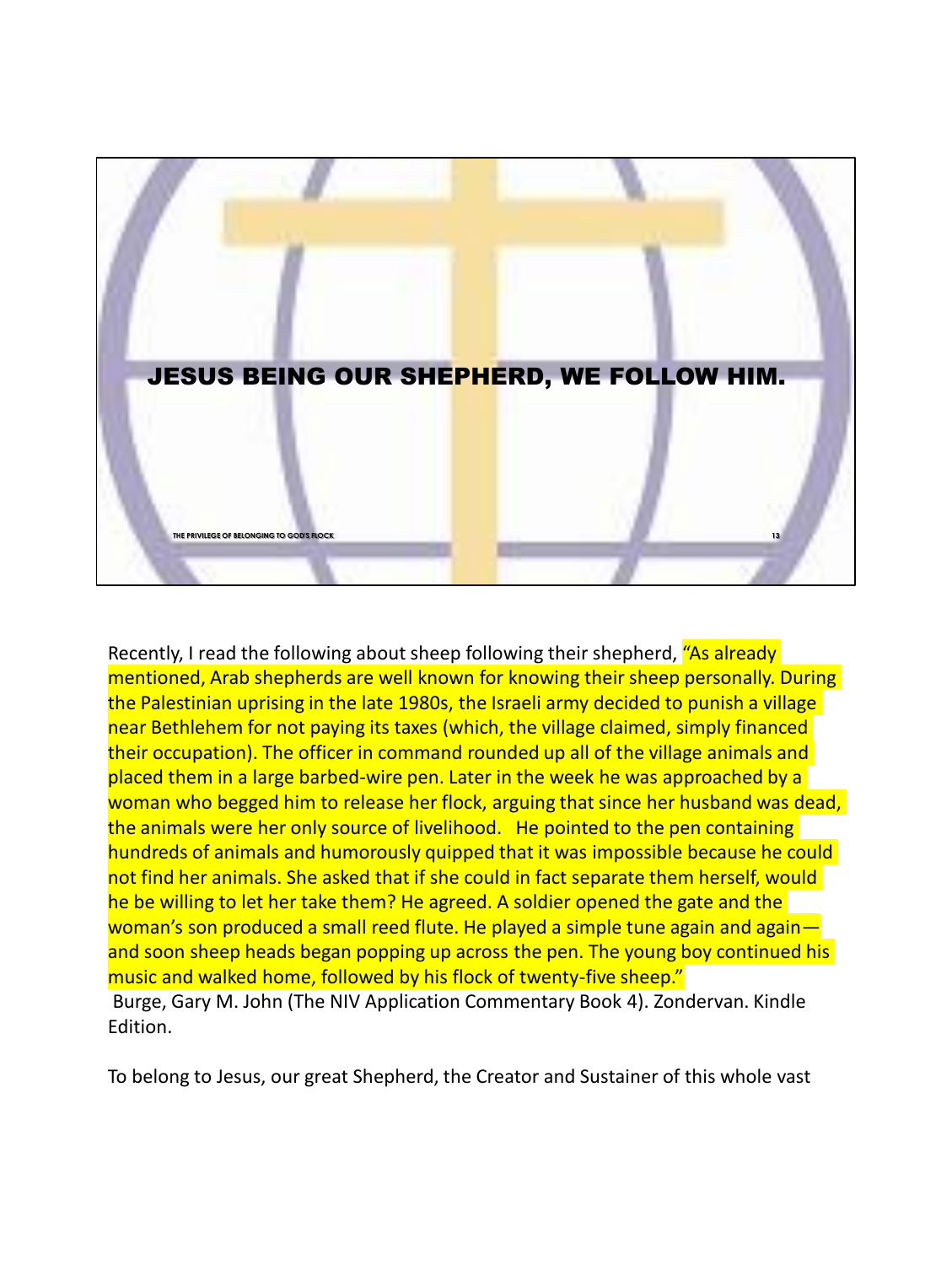## JESUS BEING OUR SHEPHERD, WE FOLLOW HIM.

Recently, I read the following about sheep following their shepherd, "As already mentioned, Arab shepherds are well known for knowing their sheep personally. During the Palestinian uprising in the late 1980s, the Israeli army decided to punish a village near Bethlehem for not paying its taxes (which, the village claimed, simply financed their occupation). The officer in command rounded up all of the village animals and placed them in a large barbed-wire pen. Later in the week he was approached by a woman who begged him to release her flock, arguing that since her husband was dead, the animals were her only source of livelihood. He pointed to the pen containing hundreds of animals and humorously quipped that it was impossible because he could not find her animals. She asked that if she could in fact separate them herself, would he be willing to let her take them? He agreed. A soldier opened the gate and the woman's son produced a small reed flute. He played a simple tune again and again—and soon sheep heads began popping up across the pen. The young boy continued his music and walked home, followed by his flock of twenty-five sheep."
Burge, Gary M. John (The NIV Application Commentary Book 4). Zondervan. Kindle Edition.

To belong to Jesus, our great Shepherd, the Creator and Sustainer of this whole vast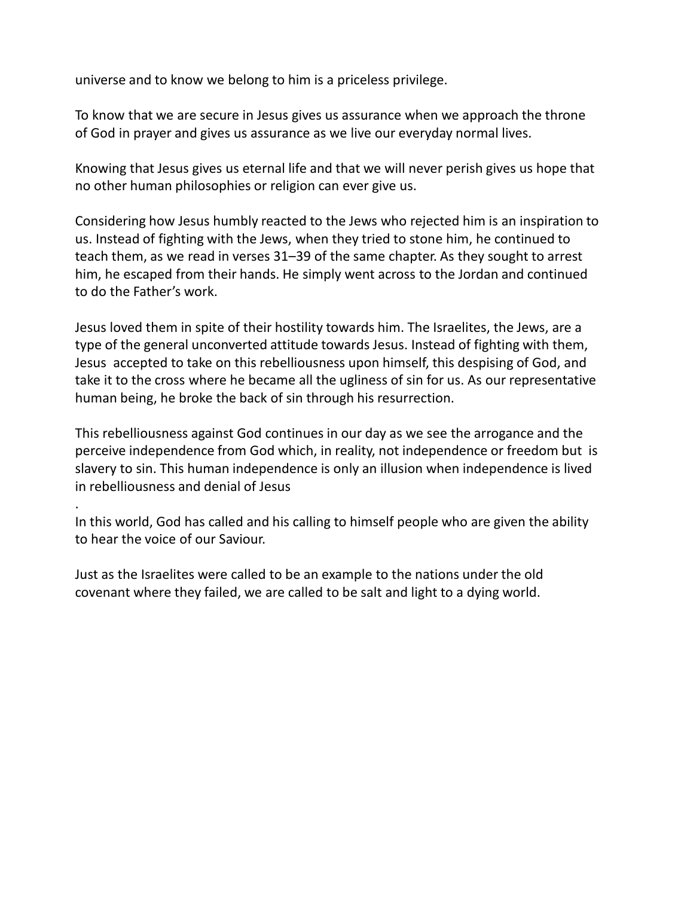universe and to know we belong to him is a priceless privilege.

To know that we are secure in Jesus gives us assurance when we approach the throne of God in prayer and gives us assurance as we live our everyday normal lives.

Knowing that Jesus gives us eternal life and that we will never perish gives us hope that no other human philosophies or religion can ever give us.

Considering how Jesus humbly reacted to the Jews who rejected him is an inspiration to us. Instead of fighting with the Jews, when they tried to stone him, he continued to teach them, as we read in verses 31–39 of the same chapter. As they sought to arrest him, he escaped from their hands. He simply went across to the Jordan and continued to do the Father's work.

Jesus loved them in spite of their hostility towards him. The Israelites, the Jews, are a type of the general unconverted attitude towards Jesus. Instead of fighting with them, Jesus accepted to take on this rebelliousness upon himself, this despising of God, and take it to the cross where he became all the ugliness of sin for us. As our representative human being, he broke the back of sin through his resurrection.

This rebelliousness against God continues in our day as we see the arrogance and the perceive independence from God which, in reality, not independence or freedom but is slavery to sin. This human independence is only an illusion when independence is lived in rebelliousness and denial of Jesus

.

In this world, God has called and his calling to himself people who are given the ability to hear the voice of our Saviour.

Just as the Israelites were called to be an example to the nations under the old covenant where they failed, we are called to be salt and light to a dying world.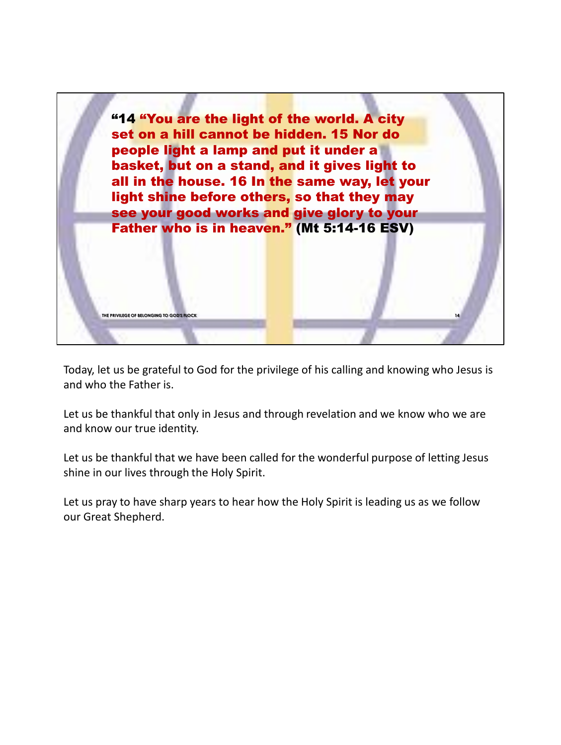"14 "You are the light of the world. A city set on a hill cannot be hidden. 15 Nor do people light a lamp and put it under a basket, but on a stand, and it gives light to all in the house. 16 In the same way, let your light shine before others, so that they may see your good works and give glory to your Father who is in heaven." (Mt 5:14-16 ESV)

Today, let us be grateful to God for the privilege of his calling and knowing who Jesus is and who the Father is.

Let us be thankful that only in Jesus and through revelation and we know who we are and know our true identity.

Let us be thankful that we have been called for the wonderful purpose of letting Jesus shine in our lives through the Holy Spirit.

Let us pray to have sharp years to hear how the Holy Spirit is leading us as we follow our Great Shepherd.